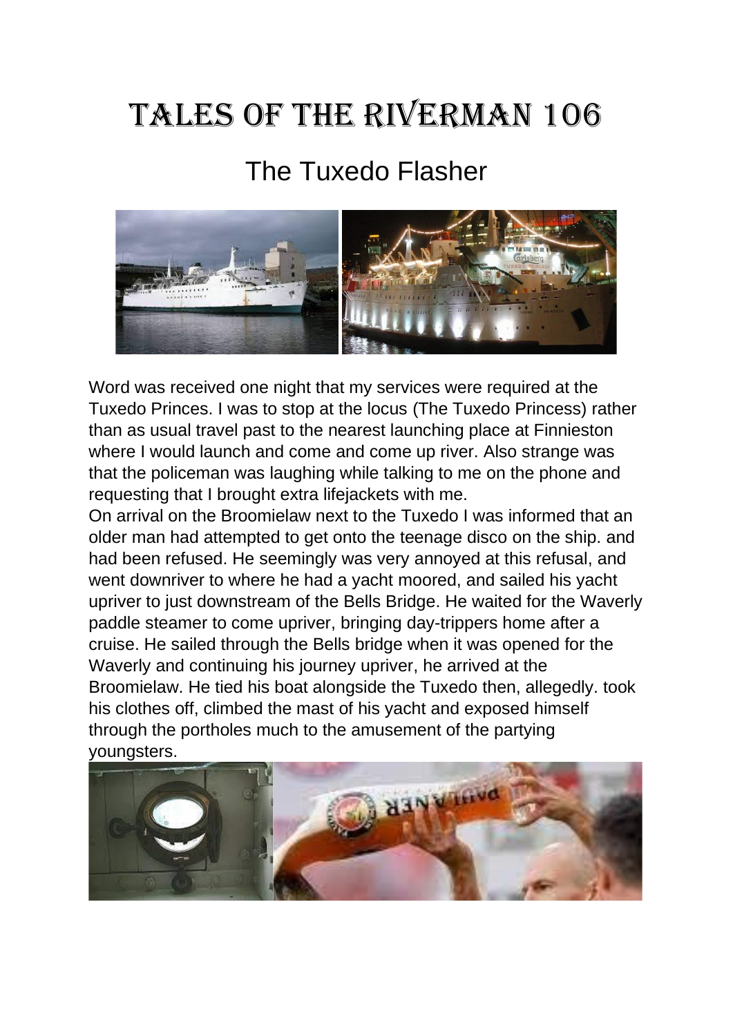# Tales of the Riverman 106

## The Tuxedo Flasher

Word was received one night that my services were required at the Tuxedo Princes. I was to stop at the locus (The Tuxedo Princess) rather than as usual travel past to the nearest launching place at Finnieston where I would launch and come and come up river. Also strange was that the policeman was laughing while talking to me on the phone and requesting that I brought extra lifejackets with me.

On arrival on the Broomielaw next to the Tuxedo I was informed that an older man had attempted to get onto the teenage disco on the ship. and had been refused. He seemingly was very annoyed at this refusal, and went downriver to where he had a yacht moored, and sailed his yacht upriver to just downstream of the Bells Bridge. He waited for the Waverly paddle steamer to come upriver, bringing day-trippers home after a cruise. He sailed through the Bells bridge when it was opened for the Waverly and continuing his journey upriver, he arrived at the Broomielaw. He tied his boat alongside the Tuxedo then, allegedly. took his clothes off, climbed the mast of his yacht and exposed himself through the portholes much to the amusement of the partying youngsters.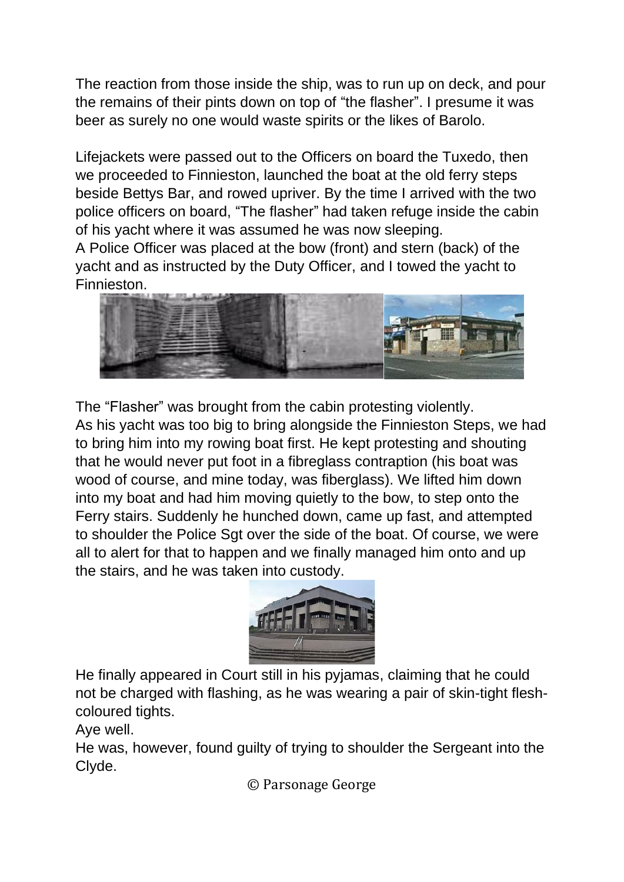The reaction from those inside the ship, was to run up on deck, and pour the remains of their pints down on top of "the flasher". I presume it was beer as surely no one would waste spirits or the likes of Barolo.

Lifejackets were passed out to the Officers on board the Tuxedo, then we proceeded to Finnieston, launched the boat at the old ferry steps beside Bettys Bar, and rowed upriver. By the time I arrived with the two police officers on board, "The flasher" had taken refuge inside the cabin of his yacht where it was assumed he was now sleeping.
A Police Officer was placed at the bow (front) and stern (back) of the yacht and as instructed by the Duty Officer, and I towed the yacht to Finnieston.

The "Flasher" was brought from the cabin protesting violently.
As his yacht was too big to bring alongside the Finnieston Steps, we had to bring him into my rowing boat first. He kept protesting and shouting that he would never put foot in a fibreglass contraption (his boat was wood of course, and mine today, was fiberglass). We lifted him down into my boat and had him moving quietly to the bow, to step onto the Ferry stairs. Suddenly he hunched down, came up fast, and attempted to shoulder the Police Sgt over the side of the boat. Of course, we were all to alert for that to happen and we finally managed him onto and up the stairs, and he was taken into custody.

He finally appeared in Court still in his pyjamas, claiming that he could not be charged with flashing, as he was wearing a pair of skin-tight flesh-coloured tights.
Aye well.
He was, however, found guilty of trying to shoulder the Sergeant into the Clyde.

© Parsonage George